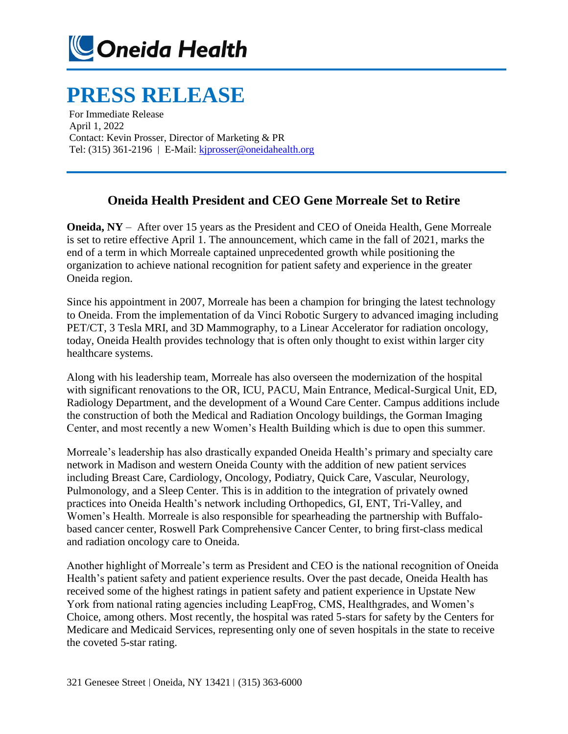Oneida Health

# PRESS RELEASE

For Immediate Release
April 1, 2022
Contact: Kevin Prosser, Director of Marketing & PR
Tel: (315) 361-2196 | E-Mail: kjprosser@oneidahealth.org

## Oneida Health President and CEO Gene Morreale Set to Retire

**Oneida, NY** – After over 15 years as the President and CEO of Oneida Health, Gene Morreale is set to retire effective April 1. The announcement, which came in the fall of 2021, marks the end of a term in which Morreale captained unprecedented growth while positioning the organization to achieve national recognition for patient safety and experience in the greater Oneida region.

Since his appointment in 2007, Morreale has been a champion for bringing the latest technology to Oneida. From the implementation of da Vinci Robotic Surgery to advanced imaging including PET/CT, 3 Tesla MRI, and 3D Mammography, to a Linear Accelerator for radiation oncology, today, Oneida Health provides technology that is often only thought to exist within larger city healthcare systems.

Along with his leadership team, Morreale has also overseen the modernization of the hospital with significant renovations to the OR, ICU, PACU, Main Entrance, Medical-Surgical Unit, ED, Radiology Department, and the development of a Wound Care Center. Campus additions include the construction of both the Medical and Radiation Oncology buildings, the Gorman Imaging Center, and most recently a new Women's Health Building which is due to open this summer.

Morreale's leadership has also drastically expanded Oneida Health's primary and specialty care network in Madison and western Oneida County with the addition of new patient services including Breast Care, Cardiology, Oncology, Podiatry, Quick Care, Vascular, Neurology, Pulmonology, and a Sleep Center. This is in addition to the integration of privately owned practices into Oneida Health's network including Orthopedics, GI, ENT, Tri-Valley, and Women's Health. Morreale is also responsible for spearheading the partnership with Buffalo-based cancer center, Roswell Park Comprehensive Cancer Center, to bring first-class medical and radiation oncology care to Oneida.

Another highlight of Morreale's term as President and CEO is the national recognition of Oneida Health's patient safety and patient experience results. Over the past decade, Oneida Health has received some of the highest ratings in patient safety and patient experience in Upstate New York from national rating agencies including LeapFrog, CMS, Healthgrades, and Women's Choice, among others. Most recently, the hospital was rated 5-stars for safety by the Centers for Medicare and Medicaid Services, representing only one of seven hospitals in the state to receive the coveted 5-star rating.

321 Genesee Street | Oneida, NY 13421 | (315) 363-6000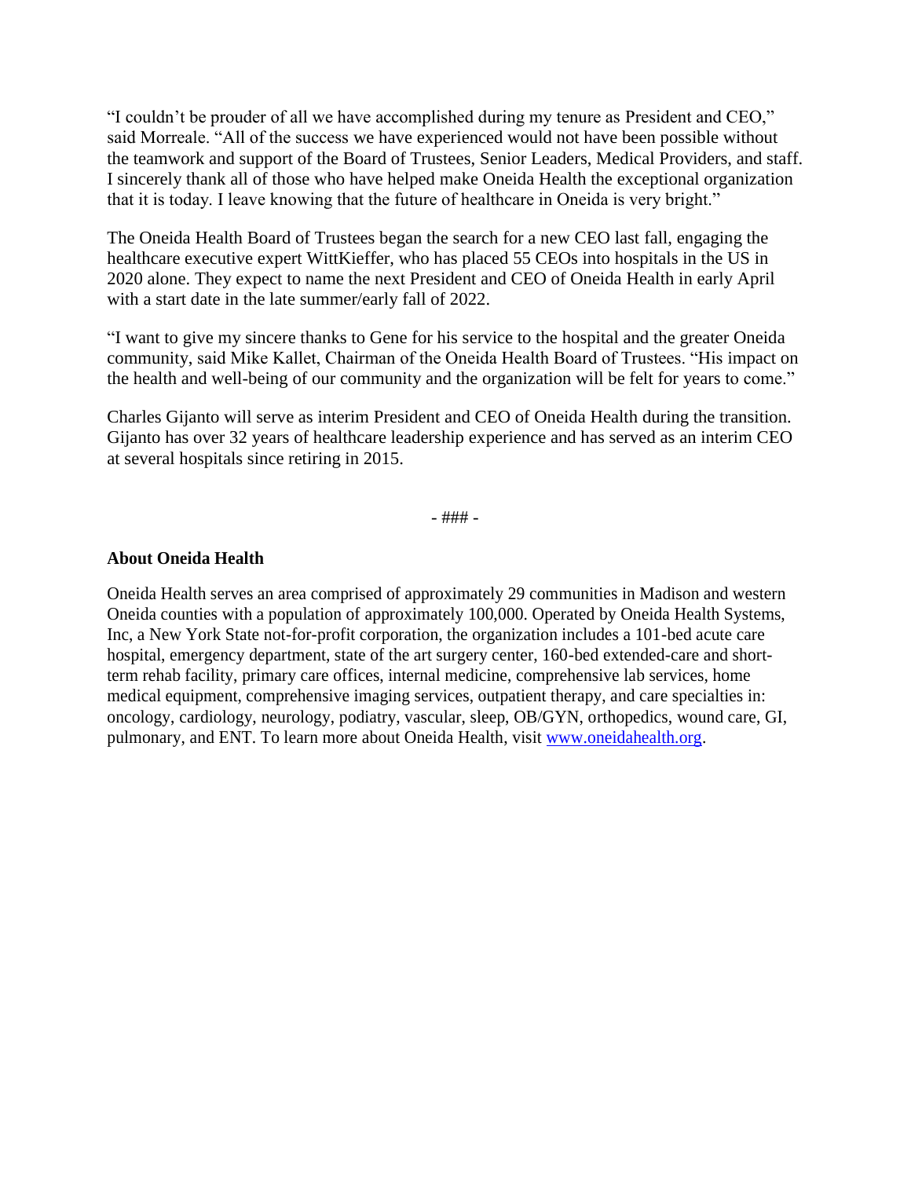"I couldn't be prouder of all we have accomplished during my tenure as President and CEO," said Morreale. "All of the success we have experienced would not have been possible without the teamwork and support of the Board of Trustees, Senior Leaders, Medical Providers, and staff. I sincerely thank all of those who have helped make Oneida Health the exceptional organization that it is today. I leave knowing that the future of healthcare in Oneida is very bright."

The Oneida Health Board of Trustees began the search for a new CEO last fall, engaging the healthcare executive expert WittKieffer, who has placed 55 CEOs into hospitals in the US in 2020 alone. They expect to name the next President and CEO of Oneida Health in early April with a start date in the late summer/early fall of 2022.

"I want to give my sincere thanks to Gene for his service to the hospital and the greater Oneida community, said Mike Kallet, Chairman of the Oneida Health Board of Trustees. "His impact on the health and well-being of our community and the organization will be felt for years to come."

Charles Gijanto will serve as interim President and CEO of Oneida Health during the transition. Gijanto has over 32 years of healthcare leadership experience and has served as an interim CEO at several hospitals since retiring in 2015.

- ### -

**About Oneida Health**

Oneida Health serves an area comprised of approximately 29 communities in Madison and western Oneida counties with a population of approximately 100,000. Operated by Oneida Health Systems, Inc, a New York State not-for-profit corporation, the organization includes a 101-bed acute care hospital, emergency department, state of the art surgery center, 160-bed extended-care and short-term rehab facility, primary care offices, internal medicine, comprehensive lab services, home medical equipment, comprehensive imaging services, outpatient therapy, and care specialties in: oncology, cardiology, neurology, podiatry, vascular, sleep, OB/GYN, orthopedics, wound care, GI, pulmonary, and ENT. To learn more about Oneida Health, visit [www.oneidahealth.org](http://www.oneidahealth.org).